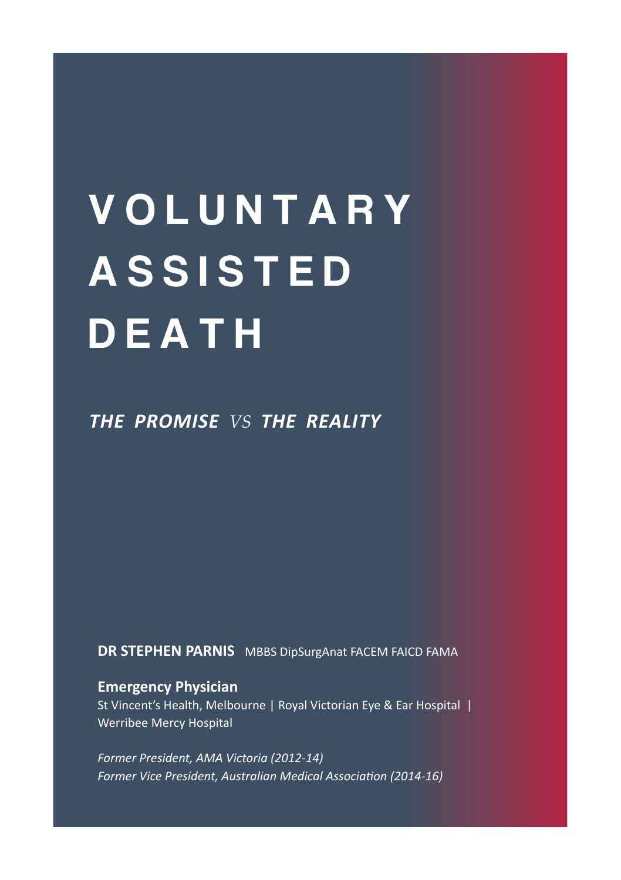# VOLUNTARY ASSISTED DEATH

## *THE PROMISE VS THE REALITY*

**DR STEPHEN PARNIS** MBBS DipSurgAnat FACEM FAICD FAMA

**Emergency Physician**
St Vincent's Health, Melbourne | Royal Victorian Eye & Ear Hospital | Werribee Mercy Hospital

*Former President, AMA Victoria (2012-14)*
*Former Vice President, Australian Medical Association (2014-16)*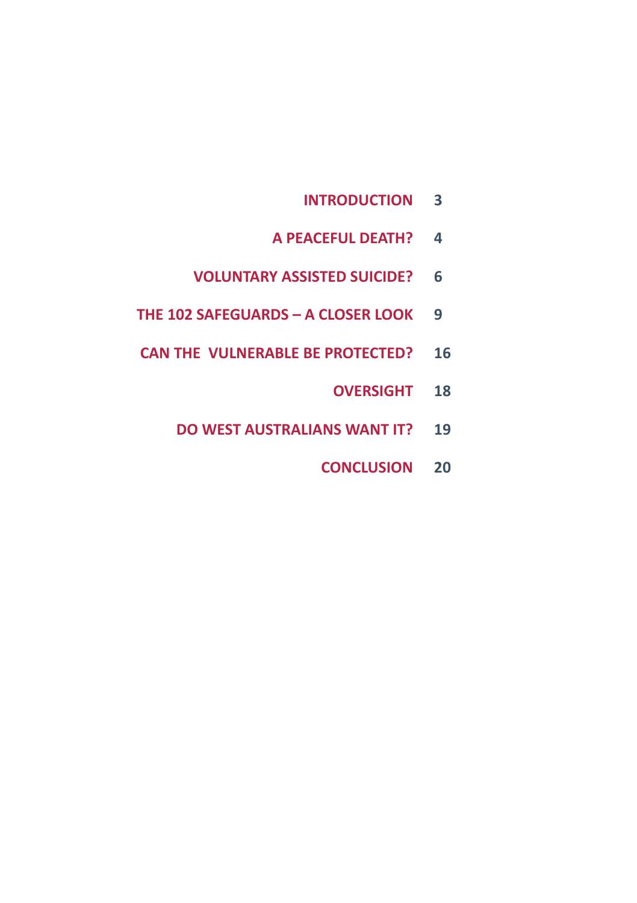| | |
|---|---|
| INTRODUCTION | 3 |
| A PEACEFUL DEATH? | 4 |
| VOLUNTARY ASSISTED SUICIDE? | 6 |
| THE 102 SAFEGUARDS – A CLOSER LOOK | 9 |
| CAN THE VULNERABLE BE PROTECTED? | 16 |
| OVERSIGHT | 18 |
| DO WEST AUSTRALIANS WANT IT? | 19 |
| CONCLUSION | 20 |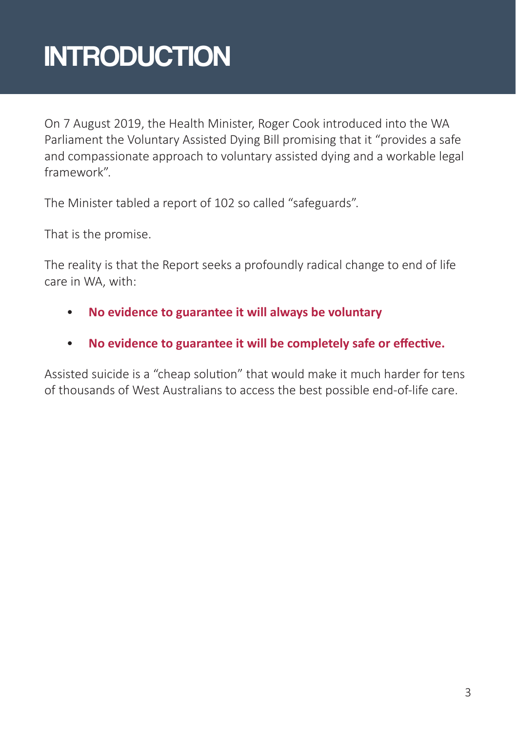# INTRODUCTION

On 7 August 2019, the Health Minister, Roger Cook introduced into the WA Parliament the Voluntary Assisted Dying Bill promising that it "provides a safe and compassionate approach to voluntary assisted dying and a workable legal framework".

The Minister tabled a report of 102 so called "safeguards".

That is the promise.

The reality is that the Report seeks a profoundly radical change to end of life care in WA, with:

- **No evidence to guarantee it will always be voluntary**
- **No evidence to guarantee it will be completely safe or effective.**

Assisted suicide is a "cheap solution" that would make it much harder for tens of thousands of West Australians to access the best possible end-of-life care.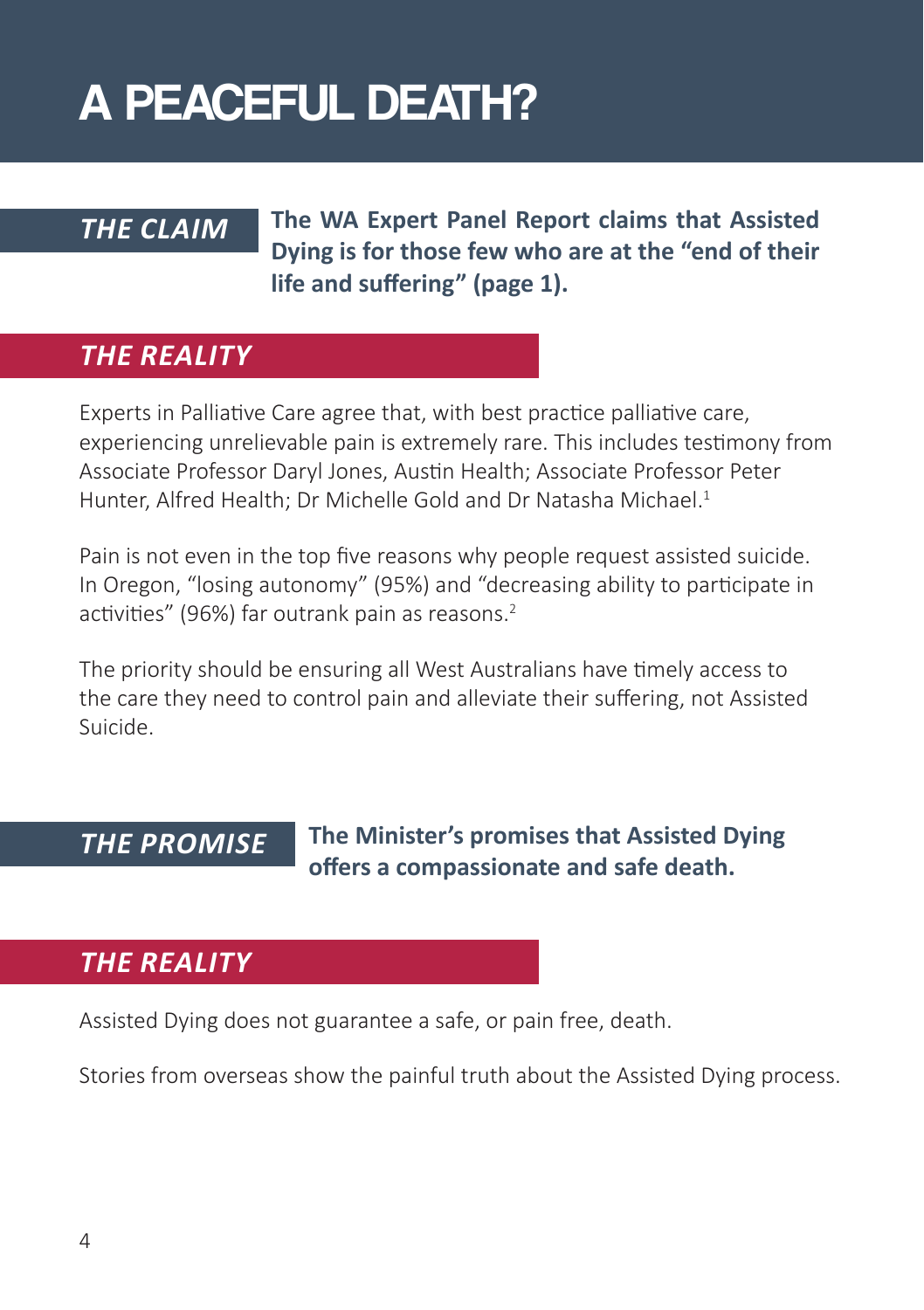# A PEACEFUL DEATH?

***THE CLAIM***

**The WA Expert Panel Report claims that Assisted Dying is for those few who are at the "end of their life and suffering" (page 1).**

## *THE REALITY*

Experts in Palliative Care agree that, with best practice palliative care, experiencing unrelievable pain is extremely rare. This includes testimony from Associate Professor Daryl Jones, Austin Health; Associate Professor Peter Hunter, Alfred Health; Dr Michelle Gold and Dr Natasha Michael.[1]

Pain is not even in the top five reasons why people request assisted suicide. In Oregon, "losing autonomy" (95%) and "decreasing ability to participate in activities" (96%) far outrank pain as reasons.[2]

The priority should be ensuring all West Australians have timely access to the care they need to control pain and alleviate their suffering, not Assisted Suicide.

***THE PROMISE***

**The Minister's promises that Assisted Dying offers a compassionate and safe death.**

## *THE REALITY*

Assisted Dying does not guarantee a safe, or pain free, death.

Stories from overseas show the painful truth about the Assisted Dying process.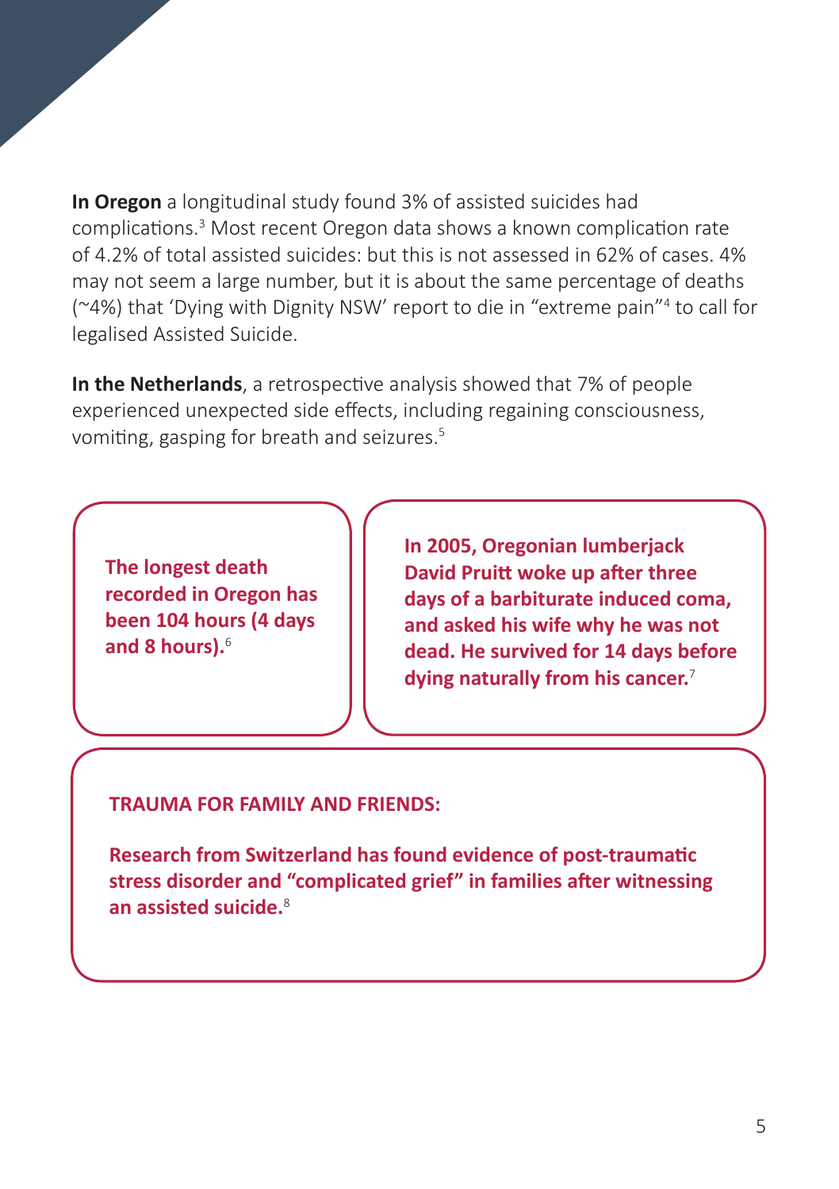**In Oregon** a longitudinal study found 3% of assisted suicides had complications.[3] Most recent Oregon data shows a known complication rate of 4.2% of total assisted suicides: but this is not assessed in 62% of cases. 4% may not seem a large number, but it is about the same percentage of deaths (~4%) that 'Dying with Dignity NSW' report to die in "extreme pain"[4] to call for legalised Assisted Suicide.

**In the Netherlands**, a retrospective analysis showed that 7% of people experienced unexpected side effects, including regaining consciousness, vomiting, gasping for breath and seizures.[5]

**The longest death recorded in Oregon has been 104 hours (4 days and 8 hours).**[6]

**In 2005, Oregonian lumberjack David Pruitt woke up after three days of a barbiturate induced coma, and asked his wife why he was not dead. He survived for 14 days before dying naturally from his cancer.**[7]

**TRAUMA FOR FAMILY AND FRIENDS:**

**Research from Switzerland has found evidence of post-traumatic stress disorder and "complicated grief" in families after witnessing an assisted suicide.**[8]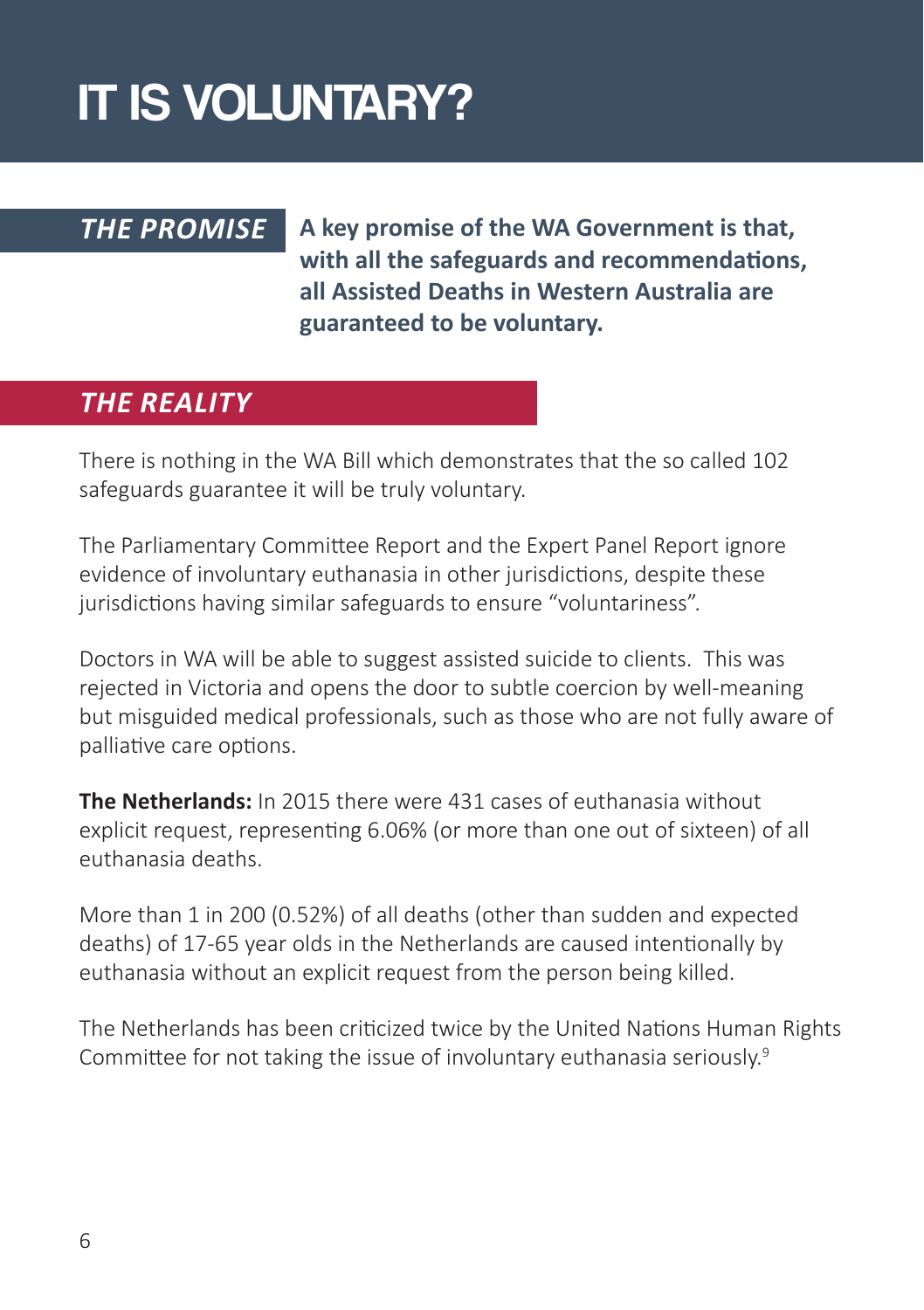# IT IS VOLUNTARY?

## *THE PROMISE*

**A key promise of the WA Government is that, with all the safeguards and recommendations, all Assisted Deaths in Western Australia are guaranteed to be voluntary.**

## *THE REALITY*

There is nothing in the WA Bill which demonstrates that the so called 102 safeguards guarantee it will be truly voluntary.

The Parliamentary Committee Report and the Expert Panel Report ignore evidence of involuntary euthanasia in other jurisdictions, despite these jurisdictions having similar safeguards to ensure "voluntariness".

Doctors in WA will be able to suggest assisted suicide to clients. This was rejected in Victoria and opens the door to subtle coercion by well-meaning but misguided medical professionals, such as those who are not fully aware of palliative care options.

**The Netherlands:** In 2015 there were 431 cases of euthanasia without explicit request, representing 6.06% (or more than one out of sixteen) of all euthanasia deaths.

More than 1 in 200 (0.52%) of all deaths (other than sudden and expected deaths) of 17-65 year olds in the Netherlands are caused intentionally by euthanasia without an explicit request from the person being killed.

The Netherlands has been criticized twice by the United Nations Human Rights Committee for not taking the issue of involuntary euthanasia seriously.[9]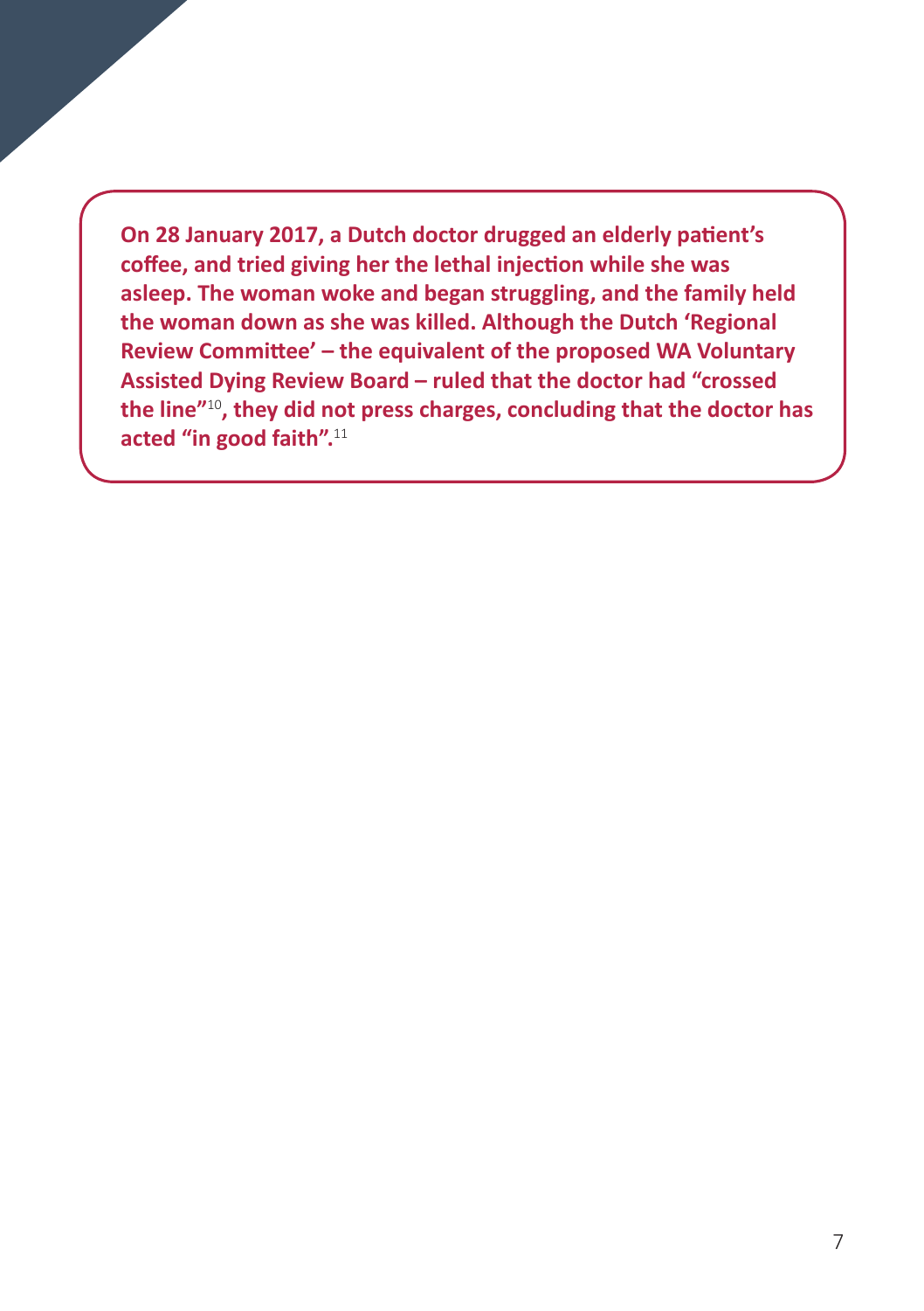**On 28 January 2017, a Dutch doctor drugged an elderly patient's coffee, and tried giving her the lethal injection while she was asleep. The woman woke and began struggling, and the family held the woman down as she was killed. Although the Dutch 'Regional Review Committee' – the equivalent of the proposed WA Voluntary Assisted Dying Review Board – ruled that the doctor had "crossed the line"**[10]**, they did not press charges, concluding that the doctor has acted "in good faith".**[11]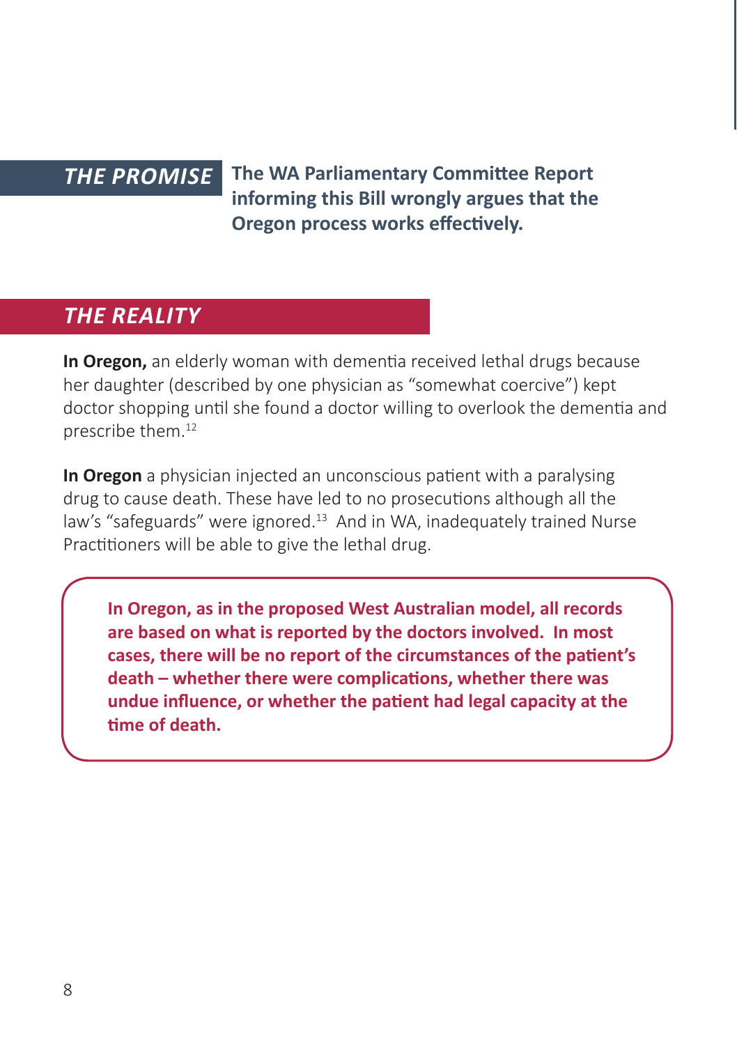## *THE PROMISE*

**The WA Parliamentary Committee Report informing this Bill wrongly argues that the Oregon process works effectively.**

## *THE REALITY*

**In Oregon,** an elderly woman with dementia received lethal drugs because her daughter (described by one physician as "somewhat coercive") kept doctor shopping until she found a doctor willing to overlook the dementia and prescribe them.[12]

**In Oregon** a physician injected an unconscious patient with a paralysing drug to cause death. These have led to no prosecutions although all the law's "safeguards" were ignored.[13] And in WA, inadequately trained Nurse Practitioners will be able to give the lethal drug.

**In Oregon, as in the proposed West Australian model, all records are based on what is reported by the doctors involved. In most cases, there will be no report of the circumstances of the patient's death – whether there were complications, whether there was undue influence, or whether the patient had legal capacity at the time of death.**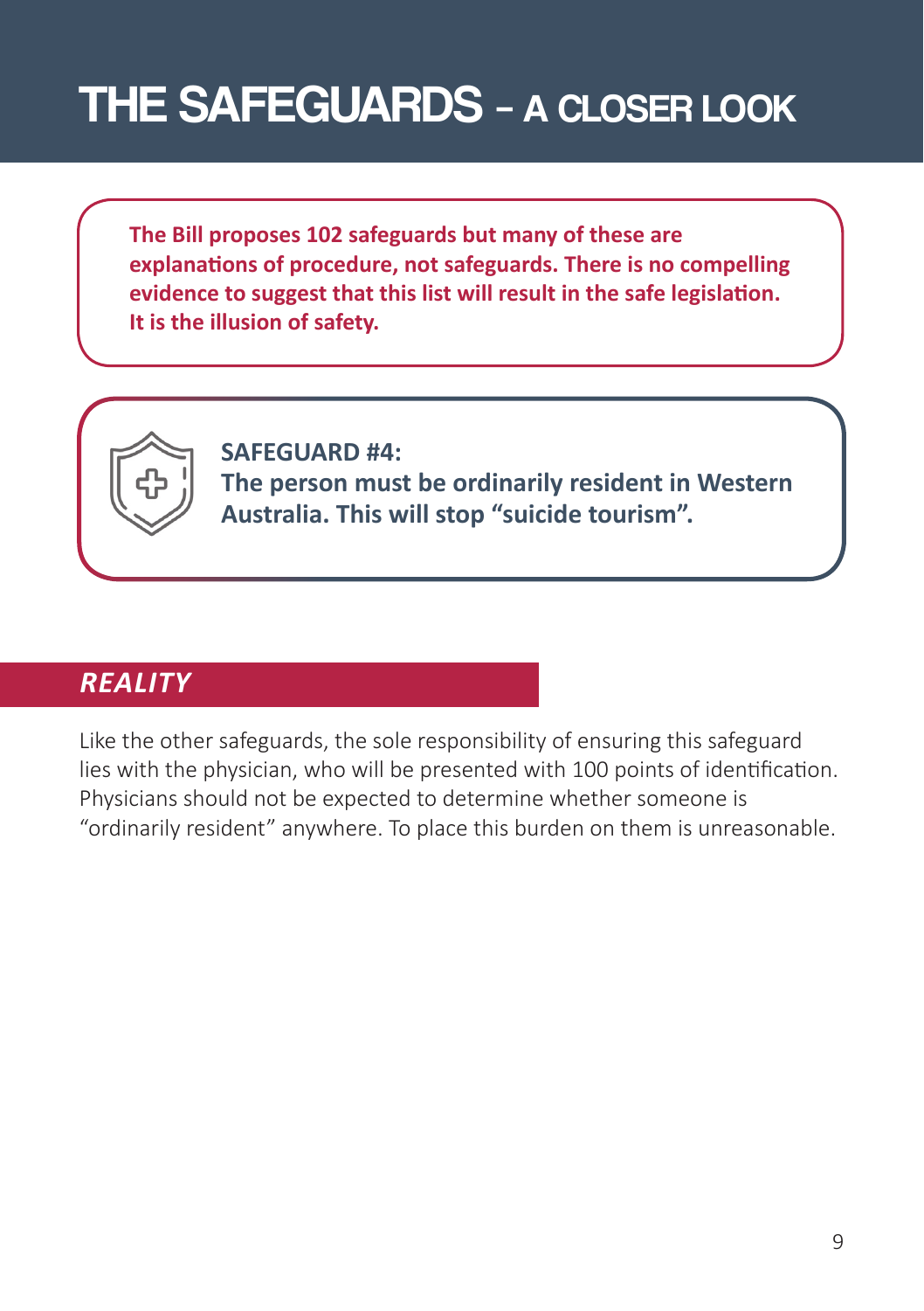# THE SAFEGUARDS – A CLOSER LOOK

**The Bill proposes 102 safeguards but many of these are explanations of procedure, not safeguards. There is no compelling evidence to suggest that this list will result in the safe legislation. It is the illusion of safety.**

**SAFEGUARD #4:**
**The person must be ordinarily resident in Western Australia. This will stop "suicide tourism".**

## *REALITY*

Like the other safeguards, the sole responsibility of ensuring this safeguard lies with the physician, who will be presented with 100 points of identification. Physicians should not be expected to determine whether someone is "ordinarily resident" anywhere. To place this burden on them is unreasonable.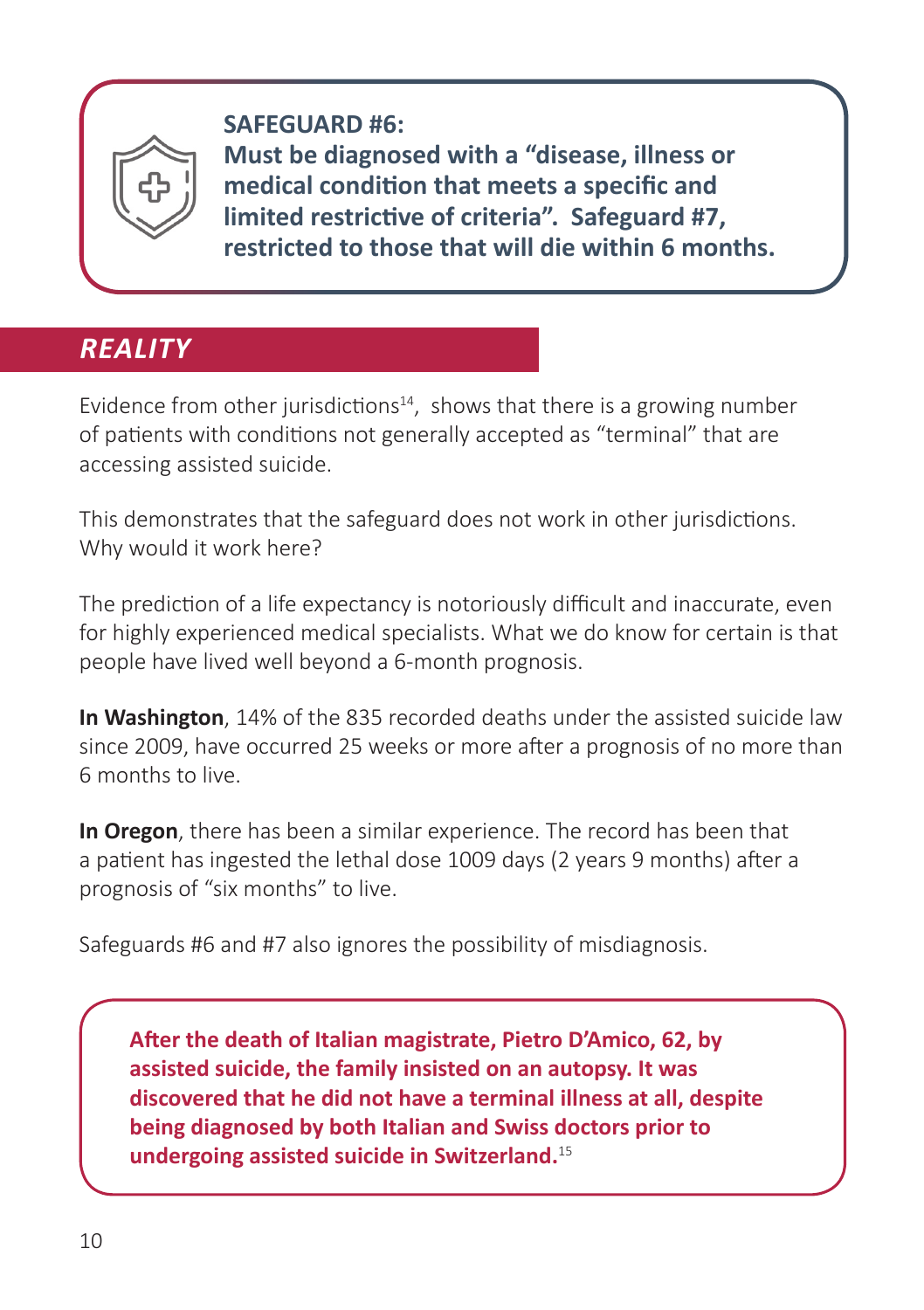**SAFEGUARD #6:**
**Must be diagnosed with a "disease, illness or medical condition that meets a specific and limited restrictive of criteria". Safeguard #7, restricted to those that will die within 6 months.**

## *REALITY*

Evidence from other jurisdictions[14], shows that there is a growing number of patients with conditions not generally accepted as "terminal" that are accessing assisted suicide.

This demonstrates that the safeguard does not work in other jurisdictions. Why would it work here?

The prediction of a life expectancy is notoriously difficult and inaccurate, even for highly experienced medical specialists. What we do know for certain is that people have lived well beyond a 6-month prognosis.

**In Washington**, 14% of the 835 recorded deaths under the assisted suicide law since 2009, have occurred 25 weeks or more after a prognosis of no more than 6 months to live.

**In Oregon**, there has been a similar experience. The record has been that a patient has ingested the lethal dose 1009 days (2 years 9 months) after a prognosis of "six months" to live.

Safeguards #6 and #7 also ignores the possibility of misdiagnosis.

**After the death of Italian magistrate, Pietro D'Amico, 62, by assisted suicide, the family insisted on an autopsy. It was discovered that he did not have a terminal illness at all, despite being diagnosed by both Italian and Swiss doctors prior to undergoing assisted suicide in Switzerland.**[15]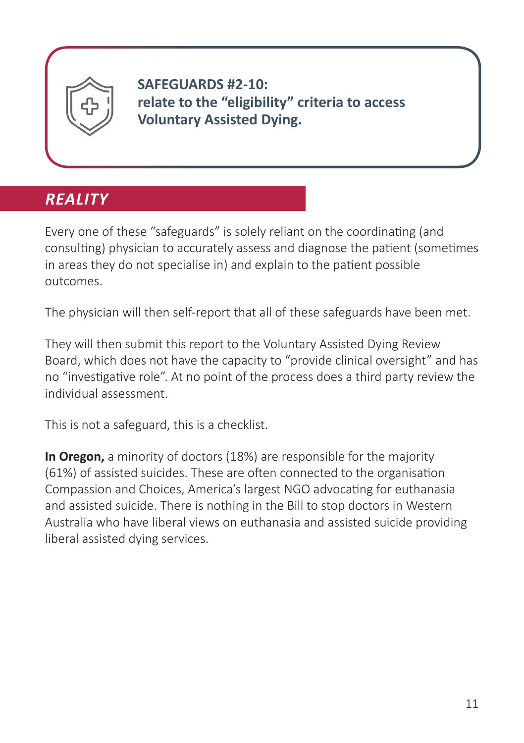**SAFEGUARDS #2-10:**
**relate to the "eligibility" criteria to access Voluntary Assisted Dying.**

## *REALITY*

Every one of these "safeguards" is solely reliant on the coordinating (and consulting) physician to accurately assess and diagnose the patient (sometimes in areas they do not specialise in) and explain to the patient possible outcomes.

The physician will then self-report that all of these safeguards have been met.

They will then submit this report to the Voluntary Assisted Dying Review Board, which does not have the capacity to "provide clinical oversight" and has no "investigative role". At no point of the process does a third party review the individual assessment.

This is not a safeguard, this is a checklist.

**In Oregon,** a minority of doctors (18%) are responsible for the majority (61%) of assisted suicides. These are often connected to the organisation Compassion and Choices, America's largest NGO advocating for euthanasia and assisted suicide. There is nothing in the Bill to stop doctors in Western Australia who have liberal views on euthanasia and assisted suicide providing liberal assisted dying services.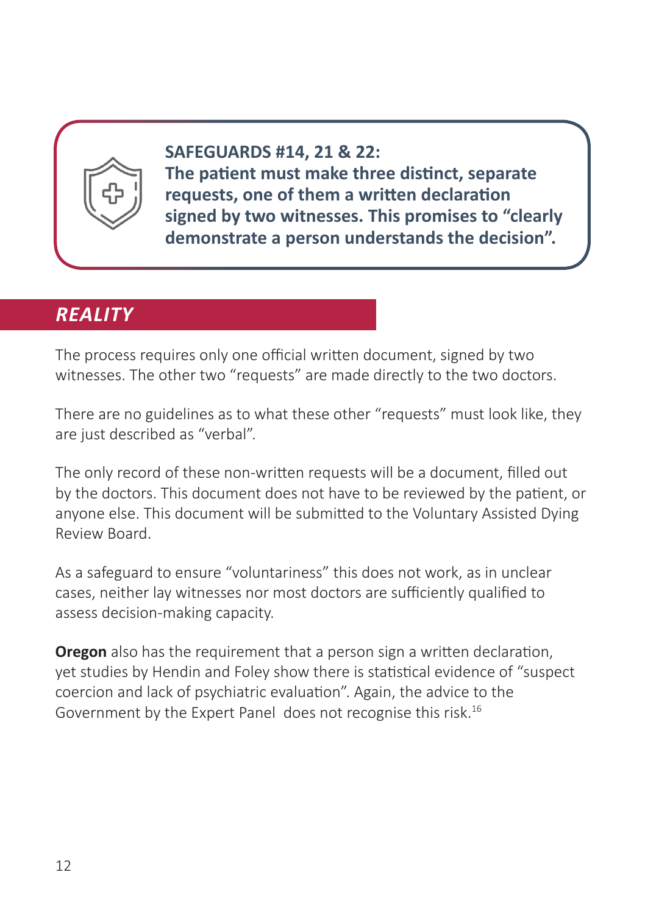**SAFEGUARDS #14, 21 & 22:**
**The patient must make three distinct, separate requests, one of them a written declaration signed by two witnesses. This promises to "clearly demonstrate a person understands the decision".**

## *REALITY*

The process requires only one official written document, signed by two witnesses. The other two "requests" are made directly to the two doctors.

There are no guidelines as to what these other "requests" must look like, they are just described as "verbal".

The only record of these non-written requests will be a document, filled out by the doctors. This document does not have to be reviewed by the patient, or anyone else. This document will be submitted to the Voluntary Assisted Dying Review Board.

As a safeguard to ensure "voluntariness" this does not work, as in unclear cases, neither lay witnesses nor most doctors are sufficiently qualified to assess decision-making capacity.

**Oregon** also has the requirement that a person sign a written declaration, yet studies by Hendin and Foley show there is statistical evidence of "suspect coercion and lack of psychiatric evaluation". Again, the advice to the Government by the Expert Panel does not recognise this risk.[16]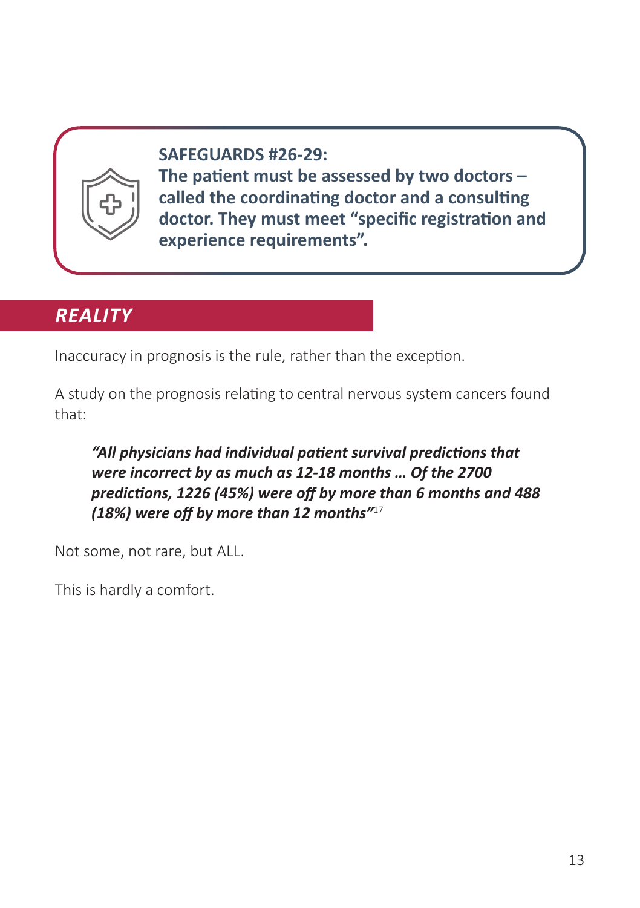**SAFEGUARDS #26-29:**
**The patient must be assessed by two doctors – called the coordinating doctor and a consulting doctor. They must meet “specific registration and experience requirements”.**

## *REALITY*

Inaccuracy in prognosis is the rule, rather than the exception.

A study on the prognosis relating to central nervous system cancers found that:

> ***“All physicians had individual patient survival predictions that were incorrect by as much as 12-18 months … Of the 2700 predictions, 1226 (45%) were off by more than 6 months and 488 (18%) were off by more than 12 months”***[17]

Not some, not rare, but ALL.

This is hardly a comfort.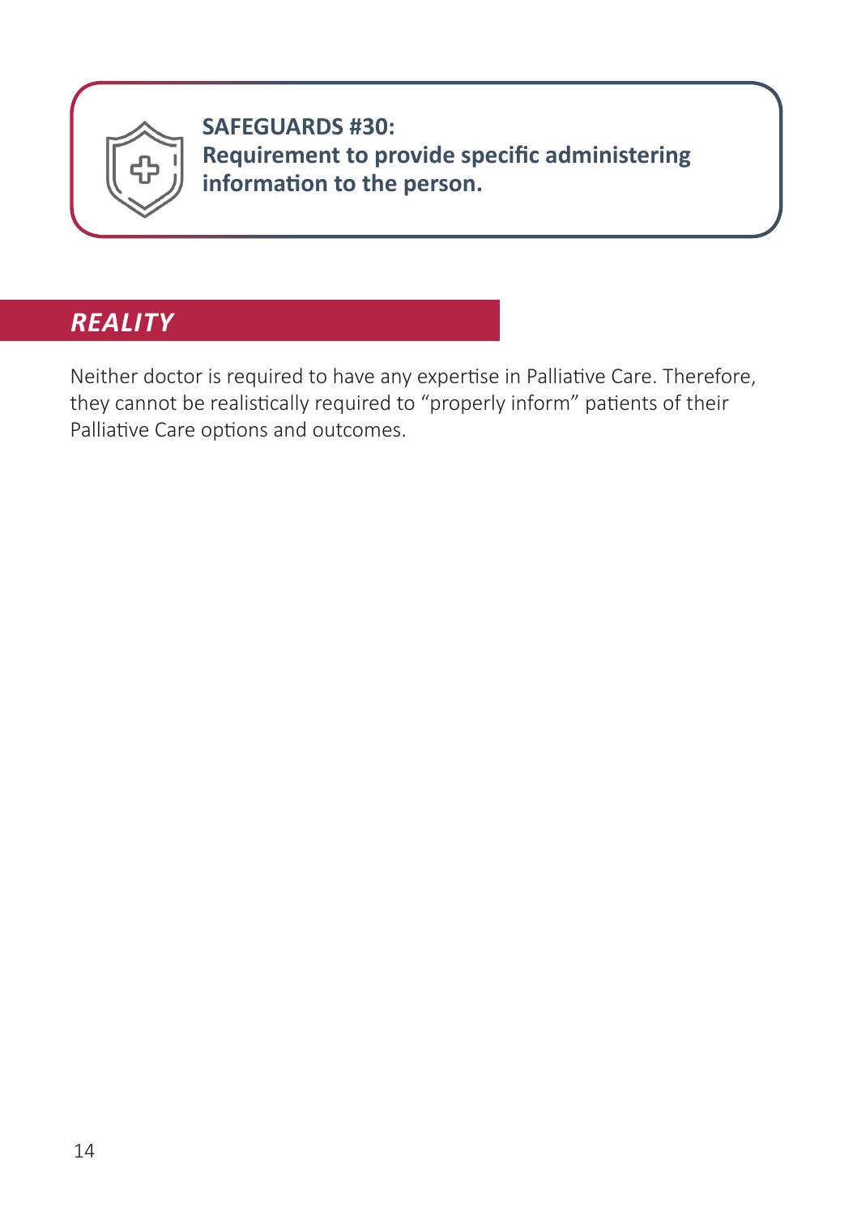**SAFEGUARDS #30:**
**Requirement to provide specific administering information to the person.**

## *REALITY*

Neither doctor is required to have any expertise in Palliative Care. Therefore, they cannot be realistically required to “properly inform” patients of their Palliative Care options and outcomes.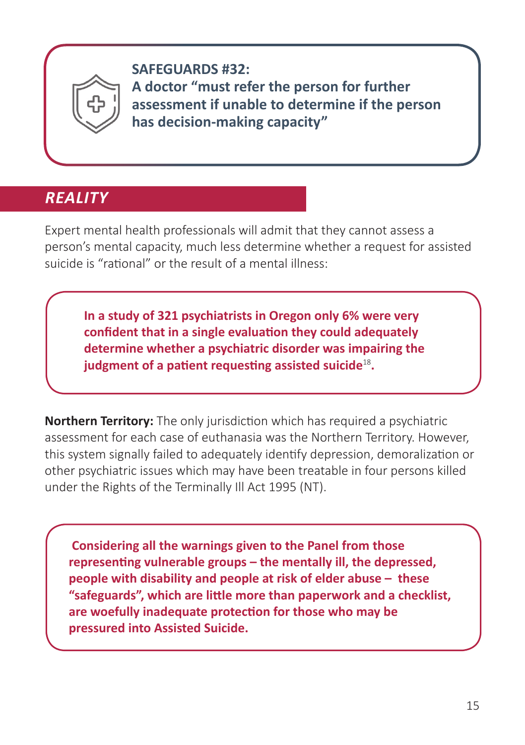**SAFEGUARDS #32:**
**A doctor "must refer the person for further assessment if unable to determine if the person has decision-making capacity"**

## *REALITY*

Expert mental health professionals will admit that they cannot assess a person's mental capacity, much less determine whether a request for assisted suicide is "rational" or the result of a mental illness:

**In a study of 321 psychiatrists in Oregon only 6% were very confident that in a single evaluation they could adequately determine whether a psychiatric disorder was impairing the judgment of a patient requesting assisted suicide[18].**

**Northern Territory:** The only jurisdiction which has required a psychiatric assessment for each case of euthanasia was the Northern Territory. However, this system signally failed to adequately identify depression, demoralization or other psychiatric issues which may have been treatable in four persons killed under the Rights of the Terminally Ill Act 1995 (NT).

**Considering all the warnings given to the Panel from those representing vulnerable groups – the mentally ill, the depressed, people with disability and people at risk of elder abuse – these "safeguards", which are little more than paperwork and a checklist, are woefully inadequate protection for those who may be pressured into Assisted Suicide.**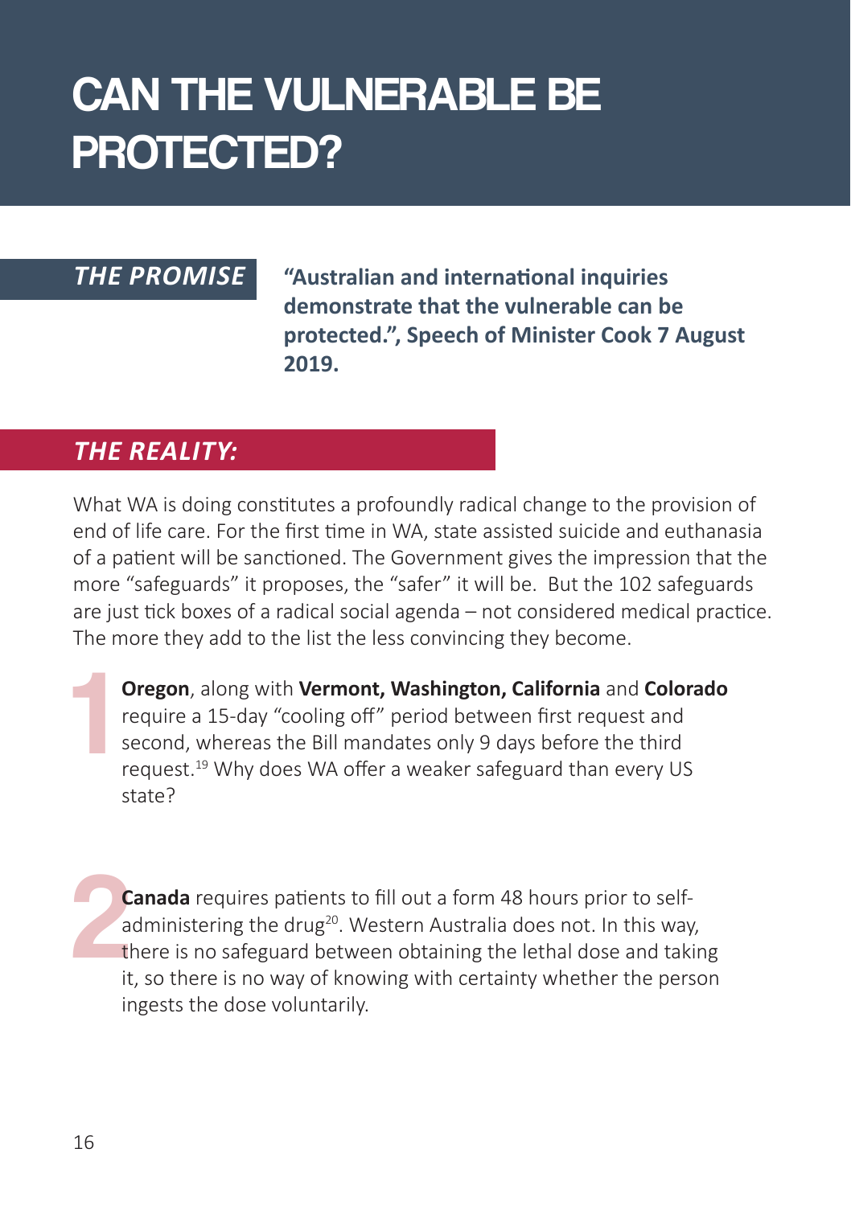# CAN THE VULNERABLE BE PROTECTED?

## *THE PROMISE*

**"Australian and international inquiries demonstrate that the vulnerable can be protected.", Speech of Minister Cook 7 August 2019.**

## *THE REALITY:*

What WA is doing constitutes a profoundly radical change to the provision of end of life care. For the first time in WA, state assisted suicide and euthanasia of a patient will be sanctioned. The Government gives the impression that the more "safeguards" it proposes, the "safer" it will be. But the 102 safeguards are just tick boxes of a radical social agenda – not considered medical practice. The more they add to the list the less convincing they become.

1. **Oregon**, along with **Vermont, Washington, California** and **Colorado** require a 15-day "cooling off" period between first request and second, whereas the Bill mandates only 9 days before the third request.[19] Why does WA offer a weaker safeguard than every US state?

2. **Canada** requires patients to fill out a form 48 hours prior to self-administering the drug[20]. Western Australia does not. In this way, there is no safeguard between obtaining the lethal dose and taking it, so there is no way of knowing with certainty whether the person ingests the dose voluntarily.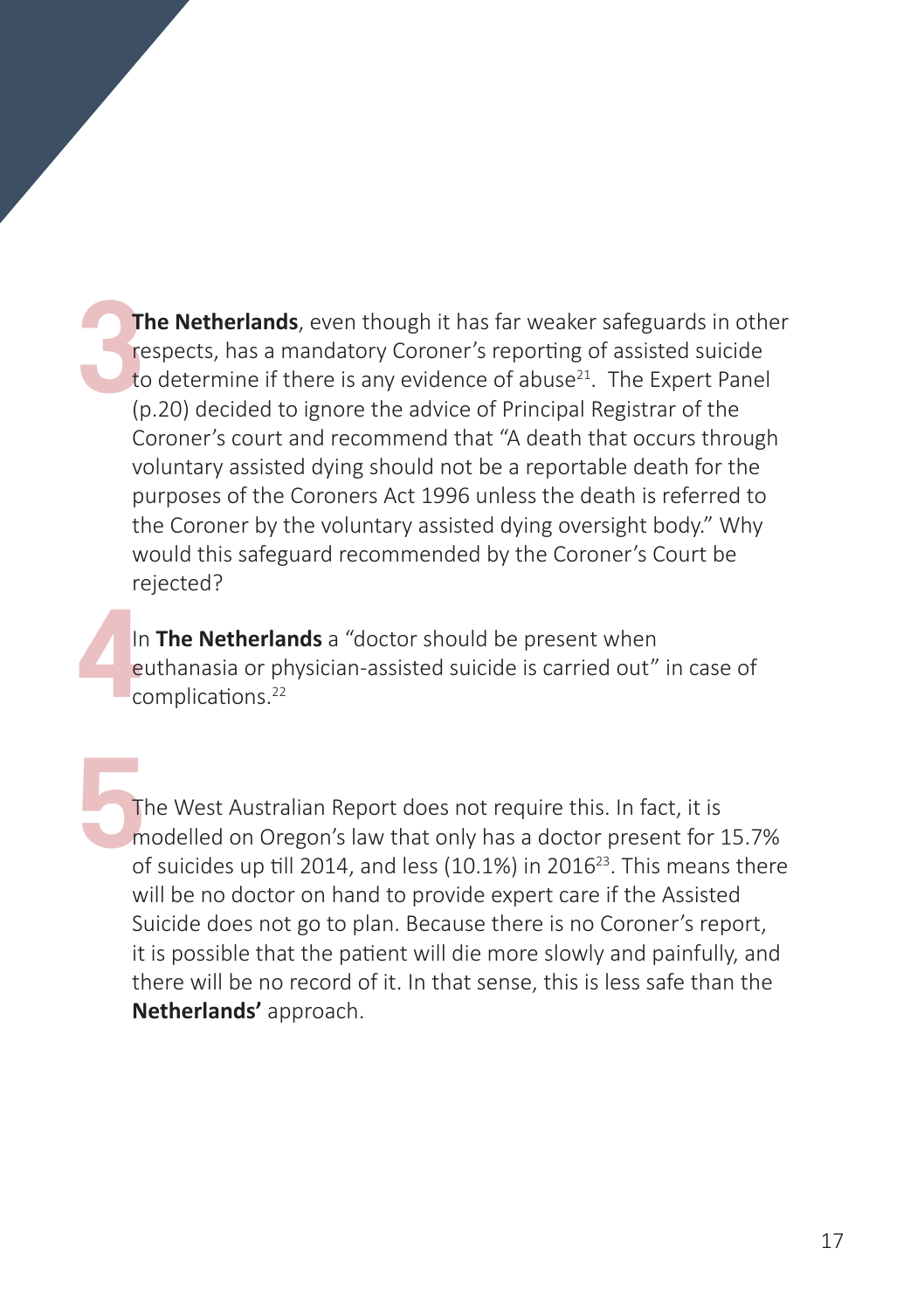**3**

**The Netherlands**, even though it has far weaker safeguards in other respects, has a mandatory Coroner's reporting of assisted suicide to determine if there is any evidence of abuse[21]. The Expert Panel (p.20) decided to ignore the advice of Principal Registrar of the Coroner's court and recommend that "A death that occurs through voluntary assisted dying should not be a reportable death for the purposes of the Coroners Act 1996 unless the death is referred to the Coroner by the voluntary assisted dying oversight body." Why would this safeguard recommended by the Coroner's Court be rejected?

**4**

In **The Netherlands** a "doctor should be present when euthanasia or physician-assisted suicide is carried out" in case of complications.[22]

**5**

The West Australian Report does not require this. In fact, it is modelled on Oregon's law that only has a doctor present for 15.7% of suicides up till 2014, and less (10.1%) in 2016[23]. This means there will be no doctor on hand to provide expert care if the Assisted Suicide does not go to plan. Because there is no Coroner's report, it is possible that the patient will die more slowly and painfully, and there will be no record of it. In that sense, this is less safe than the **Netherlands'** approach.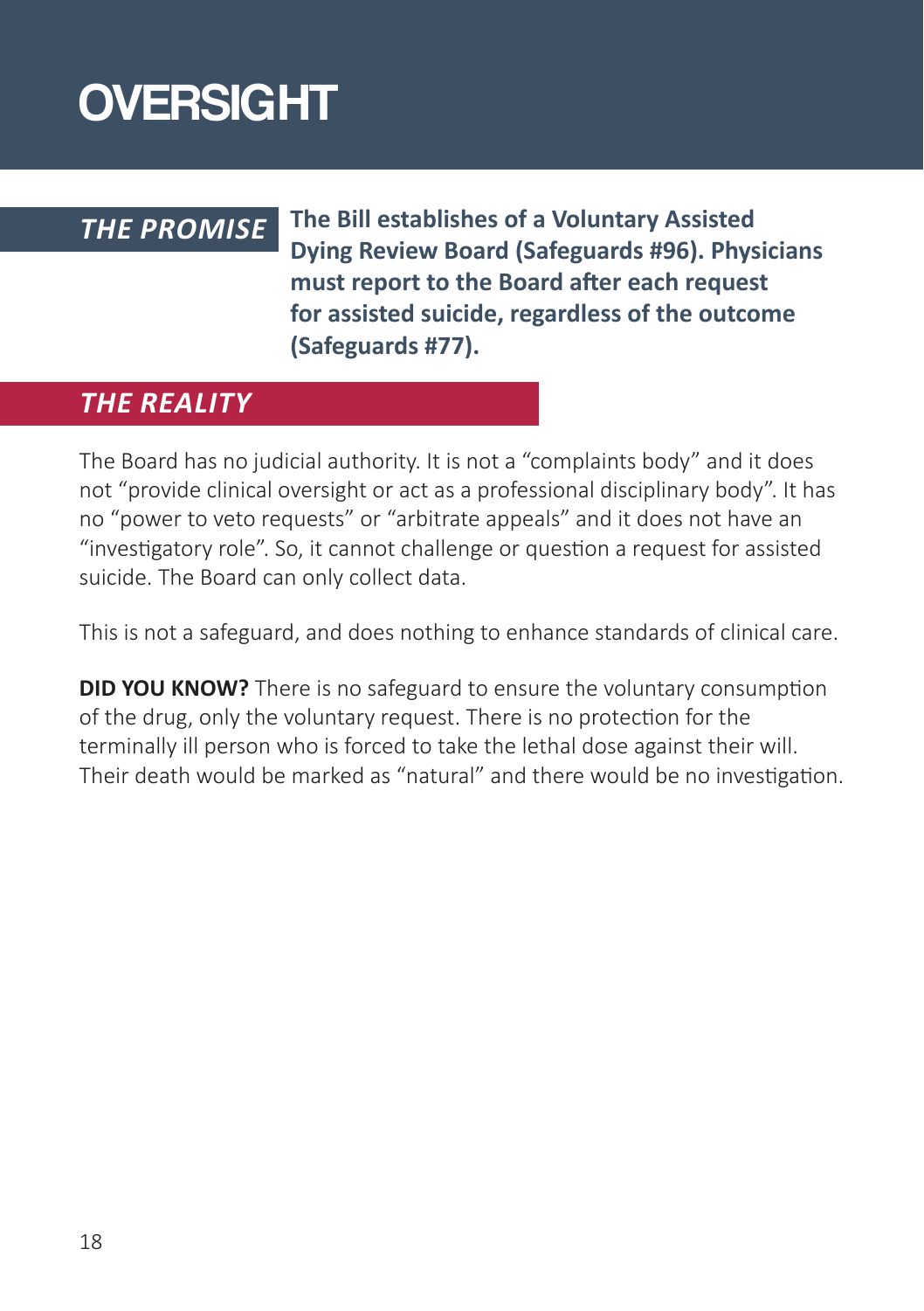# OVERSIGHT

***THE PROMISE*** **The Bill establishes of a Voluntary Assisted Dying Review Board (Safeguards #96). Physicians must report to the Board after each request for assisted suicide, regardless of the outcome (Safeguards #77).**

## *THE REALITY*

The Board has no judicial authority. It is not a "complaints body" and it does not "provide clinical oversight or act as a professional disciplinary body". It has no "power to veto requests" or "arbitrate appeals" and it does not have an "investigatory role". So, it cannot challenge or question a request for assisted suicide. The Board can only collect data.

This is not a safeguard, and does nothing to enhance standards of clinical care.

**DID YOU KNOW?** There is no safeguard to ensure the voluntary consumption of the drug, only the voluntary request. There is no protection for the terminally ill person who is forced to take the lethal dose against their will. Their death would be marked as "natural" and there would be no investigation.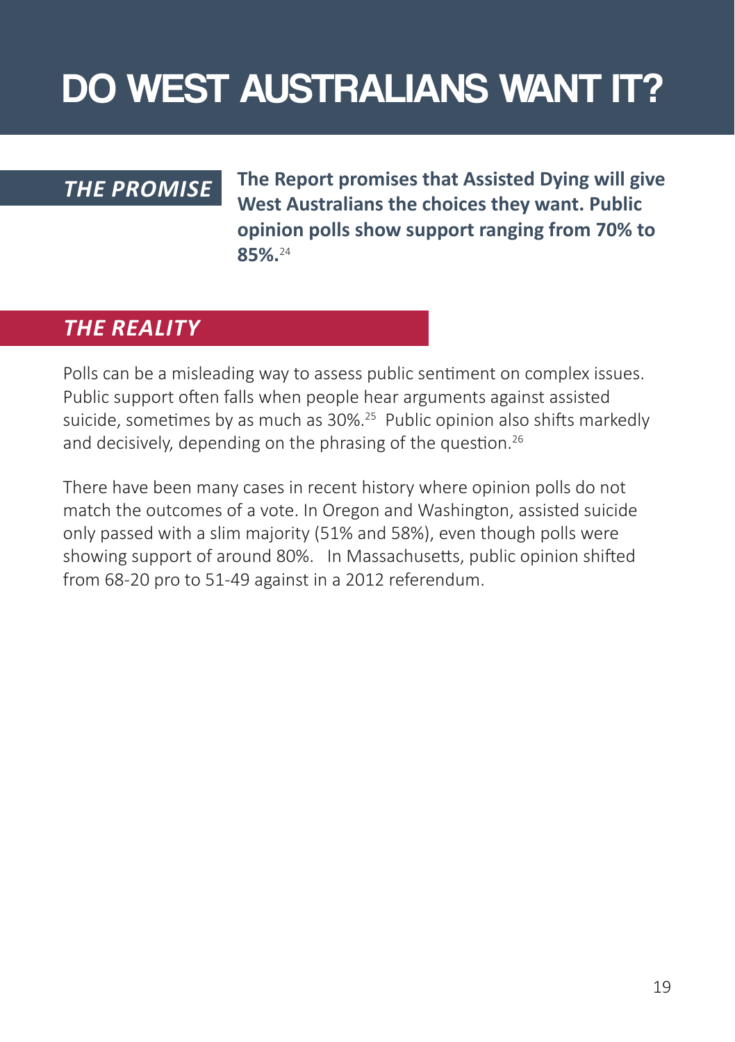# DO WEST AUSTRALIANS WANT IT?

## *THE PROMISE*

**The Report promises that Assisted Dying will give West Australians the choices they want. Public opinion polls show support ranging from 70% to 85%.**[24]

## *THE REALITY*

Polls can be a misleading way to assess public sentiment on complex issues. Public support often falls when people hear arguments against assisted suicide, sometimes by as much as 30%.[25] Public opinion also shifts markedly and decisively, depending on the phrasing of the question.[26]

There have been many cases in recent history where opinion polls do not match the outcomes of a vote. In Oregon and Washington, assisted suicide only passed with a slim majority (51% and 58%), even though polls were showing support of around 80%. In Massachusetts, public opinion shifted from 68-20 pro to 51-49 against in a 2012 referendum.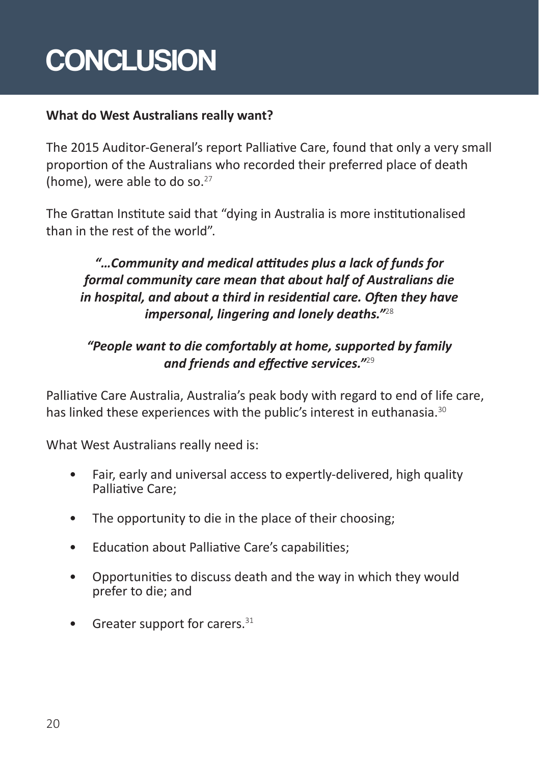# CONCLUSION

**What do West Australians really want?**

The 2015 Auditor-General's report Palliative Care, found that only a very small proportion of the Australians who recorded their preferred place of death (home), were able to do so.[27]

The Grattan Institute said that "dying in Australia is more institutionalised than in the rest of the world".

> ***"…Community and medical attitudes plus a lack of funds for formal community care mean that about half of Australians die in hospital, and about a third in residential care. Often they have impersonal, lingering and lonely deaths."***[28]

> ***"People want to die comfortably at home, supported by family and friends and effective services."***[29]

Palliative Care Australia, Australia's peak body with regard to end of life care, has linked these experiences with the public's interest in euthanasia.[30]

What West Australians really need is:

- Fair, early and universal access to expertly-delivered, high quality Palliative Care;
- The opportunity to die in the place of their choosing;
- Education about Palliative Care's capabilities;
- Opportunities to discuss death and the way in which they would prefer to die; and
- Greater support for carers.[31]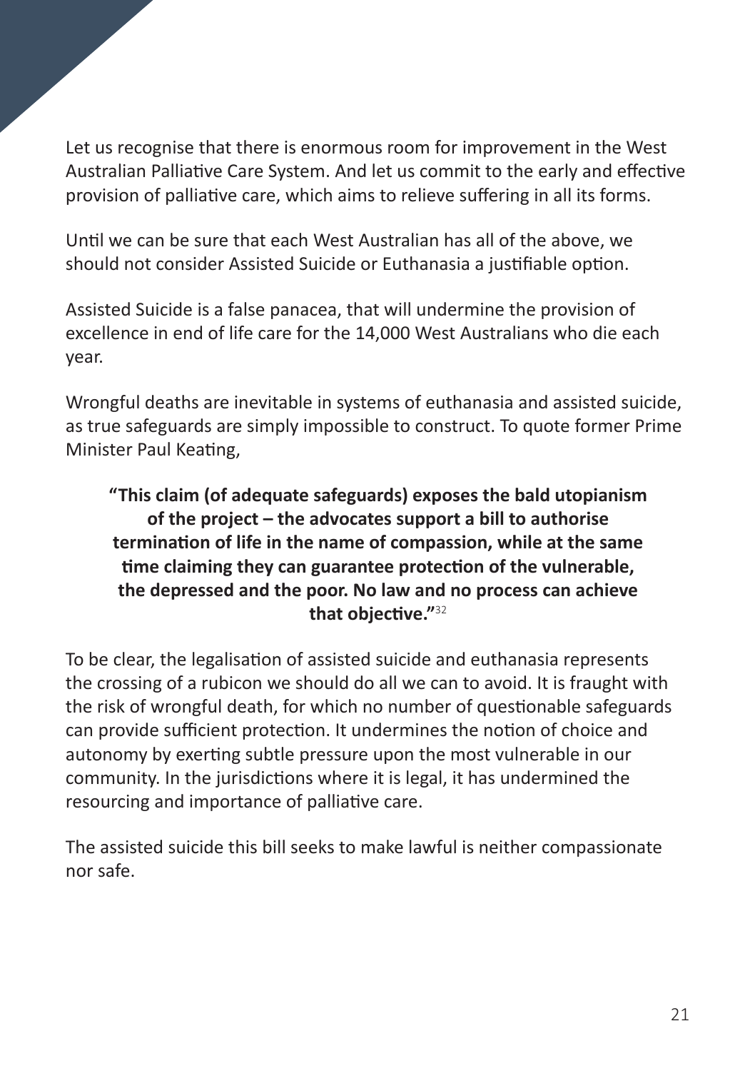Let us recognise that there is enormous room for improvement in the West Australian Palliative Care System. And let us commit to the early and effective provision of palliative care, which aims to relieve suffering in all its forms.

Until we can be sure that each West Australian has all of the above, we should not consider Assisted Suicide or Euthanasia a justifiable option.

Assisted Suicide is a false panacea, that will undermine the provision of excellence in end of life care for the 14,000 West Australians who die each year.

Wrongful deaths are inevitable in systems of euthanasia and assisted suicide, as true safeguards are simply impossible to construct. To quote former Prime Minister Paul Keating,

> **"This claim (of adequate safeguards) exposes the bald utopianism of the project – the advocates support a bill to authorise termination of life in the name of compassion, while at the same time claiming they can guarantee protection of the vulnerable, the depressed and the poor. No law and no process can achieve that objective."**[32]

To be clear, the legalisation of assisted suicide and euthanasia represents the crossing of a rubicon we should do all we can to avoid. It is fraught with the risk of wrongful death, for which no number of questionable safeguards can provide sufficient protection. It undermines the notion of choice and autonomy by exerting subtle pressure upon the most vulnerable in our community. In the jurisdictions where it is legal, it has undermined the resourcing and importance of palliative care.

The assisted suicide this bill seeks to make lawful is neither compassionate nor safe.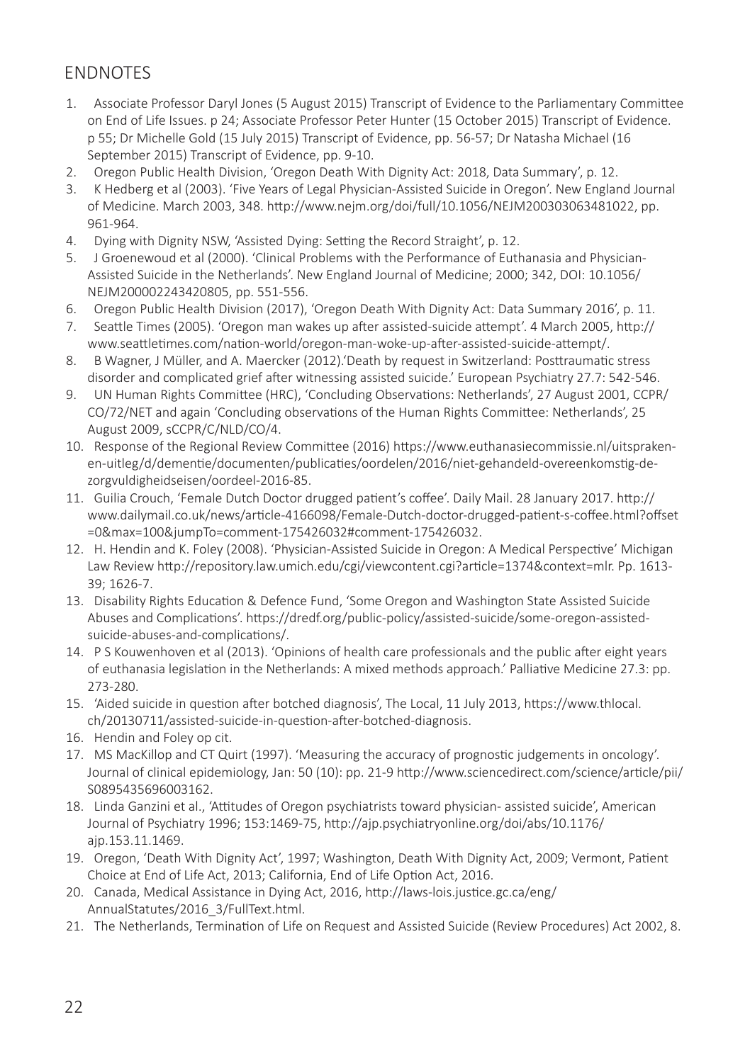## ENDNOTES

1. Associate Professor Daryl Jones (5 August 2015) Transcript of Evidence to the Parliamentary Committee on End of Life Issues. p 24; Associate Professor Peter Hunter (15 October 2015) Transcript of Evidence. p 55; Dr Michelle Gold (15 July 2015) Transcript of Evidence, pp. 56-57; Dr Natasha Michael (16 September 2015) Transcript of Evidence, pp. 9-10.
2. Oregon Public Health Division, 'Oregon Death With Dignity Act: 2018, Data Summary', p. 12.
3. K Hedberg et al (2003). 'Five Years of Legal Physician-Assisted Suicide in Oregon'. New England Journal of Medicine. March 2003, 348. http://www.nejm.org/doi/full/10.1056/NEJM200303063481022, pp. 961-964.
4. Dying with Dignity NSW, 'Assisted Dying: Setting the Record Straight', p. 12.
5. J Groenewoud et al (2000). 'Clinical Problems with the Performance of Euthanasia and Physician-Assisted Suicide in the Netherlands'. New England Journal of Medicine; 2000; 342, DOI: 10.1056/NEJM200002243420805, pp. 551-556.
6. Oregon Public Health Division (2017), 'Oregon Death With Dignity Act: Data Summary 2016', p. 11.
7. Seattle Times (2005). 'Oregon man wakes up after assisted-suicide attempt'. 4 March 2005, http://www.seattletimes.com/nation-world/oregon-man-woke-up-after-assisted-suicide-attempt/.
8. B Wagner, J Müller, and A. Maercker (2012).'Death by request in Switzerland: Posttraumatic stress disorder and complicated grief after witnessing assisted suicide.' European Psychiatry 27.7: 542-546.
9. UN Human Rights Committee (HRC), 'Concluding Observations: Netherlands', 27 August 2001, CCPR/CO/72/NET and again 'Concluding observations of the Human Rights Committee: Netherlands', 25 August 2009, sCCPR/C/NLD/CO/4.
10. Response of the Regional Review Committee (2016) https://www.euthanasiecommissie.nl/uitspraken-en-uitleg/d/dementie/documenten/publicaties/oordelen/2016/niet-gehandeld-overeenkomstig-de-zorgvuldigheidseisen/oordeel-2016-85.
11. Guilia Crouch, 'Female Dutch Doctor drugged patient's coffee'. Daily Mail. 28 January 2017. http://www.dailymail.co.uk/news/article-4166098/Female-Dutch-doctor-drugged-patient-s-coffee.html?offset=0&max=100&jumpTo=comment-175426032#comment-175426032.
12. H. Hendin and K. Foley (2008). 'Physician-Assisted Suicide in Oregon: A Medical Perspective' Michigan Law Review http://repository.law.umich.edu/cgi/viewcontent.cgi?article=1374&context=mlr. Pp. 1613-39; 1626-7.
13. Disability Rights Education & Defence Fund, 'Some Oregon and Washington State Assisted Suicide Abuses and Complications'. https://dredf.org/public-policy/assisted-suicide/some-oregon-assisted-suicide-abuses-and-complications/.
14. P S Kouwenhoven et al (2013). 'Opinions of health care professionals and the public after eight years of euthanasia legislation in the Netherlands: A mixed methods approach.' Palliative Medicine 27.3: pp. 273-280.
15. 'Aided suicide in question after botched diagnosis', The Local, 11 July 2013, https://www.thlocal.ch/20130711/assisted-suicide-in-question-after-botched-diagnosis.
16. Hendin and Foley op cit.
17. MS MacKillop and CT Quirt (1997). 'Measuring the accuracy of prognostic judgements in oncology'. Journal of clinical epidemiology, Jan: 50 (10): pp. 21-9 http://www.sciencedirect.com/science/article/pii/S0895435696003162.
18. Linda Ganzini et al., 'Attitudes of Oregon psychiatrists toward physician- assisted suicide', American Journal of Psychiatry 1996; 153:1469-75, http://ajp.psychiatryonline.org/doi/abs/10.1176/ajp.153.11.1469.
19. Oregon, 'Death With Dignity Act', 1997; Washington, Death With Dignity Act, 2009; Vermont, Patient Choice at End of Life Act, 2013; California, End of Life Option Act, 2016.
20. Canada, Medical Assistance in Dying Act, 2016, http://laws-lois.justice.gc.ca/eng/AnnualStatutes/2016_3/FullText.html.
21. The Netherlands, Termination of Life on Request and Assisted Suicide (Review Procedures) Act 2002, 8.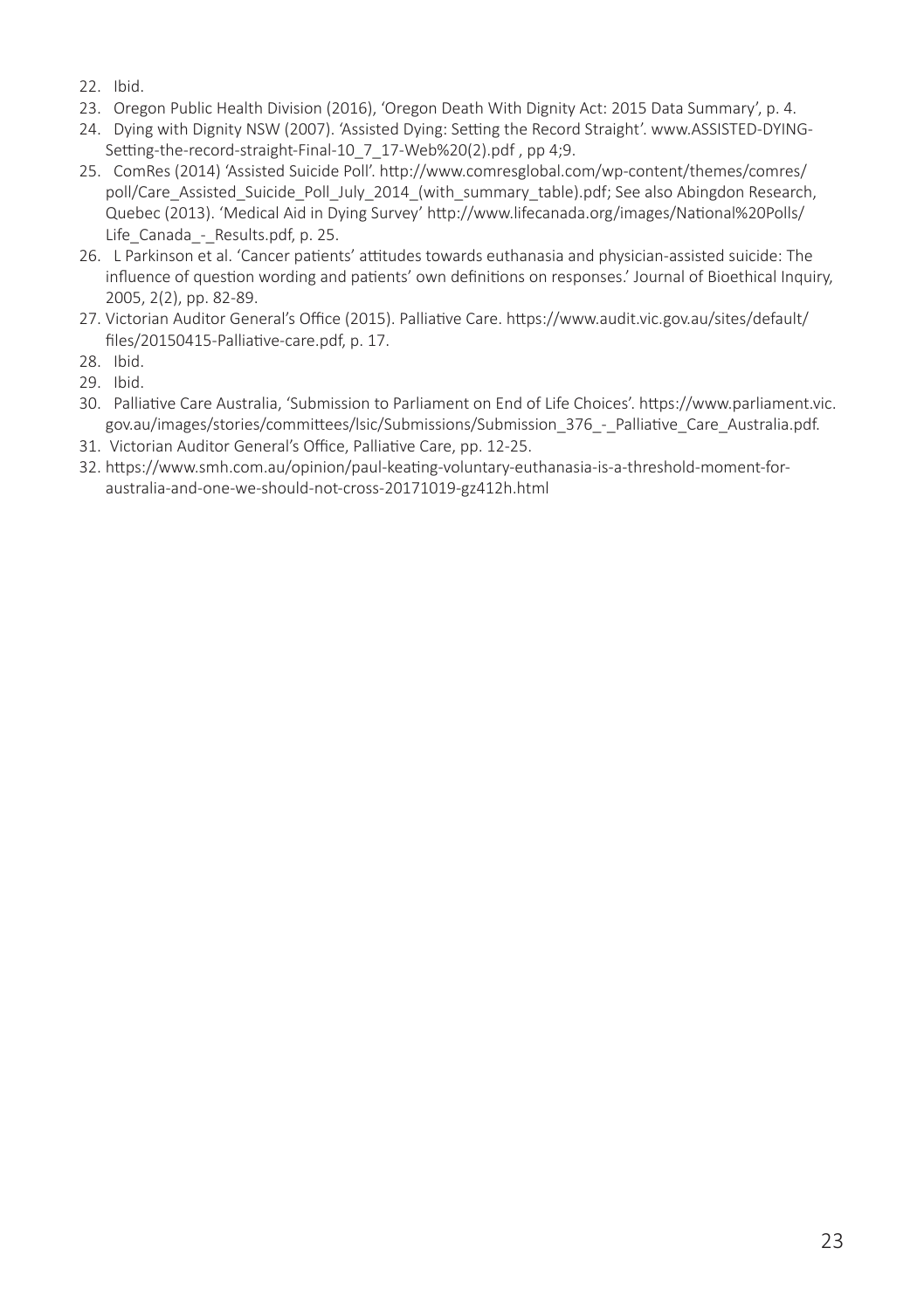22. Ibid.
23. Oregon Public Health Division (2016), 'Oregon Death With Dignity Act: 2015 Data Summary', p. 4.
24. Dying with Dignity NSW (2007). 'Assisted Dying: Setting the Record Straight'. www.ASSISTED-DYING-Setting-the-record-straight-Final-10_7_17-Web%20(2).pdf , pp 4;9.
25. ComRes (2014) 'Assisted Suicide Poll'. http://www.comresglobal.com/wp-content/themes/comres/poll/Care_Assisted_Suicide_Poll_July_2014_(with_summary_table).pdf; See also Abingdon Research, Quebec (2013). 'Medical Aid in Dying Survey' http://www.lifecanada.org/images/National%20Polls/Life_Canada_-_Results.pdf, p. 25.
26. L Parkinson et al. 'Cancer patients' attitudes towards euthanasia and physician-assisted suicide: The influence of question wording and patients' own definitions on responses.' Journal of Bioethical Inquiry, 2005, 2(2), pp. 82-89.
27. Victorian Auditor General's Office (2015). Palliative Care. https://www.audit.vic.gov.au/sites/default/files/20150415-Palliative-care.pdf, p. 17.
28. Ibid.
29. Ibid.
30. Palliative Care Australia, 'Submission to Parliament on End of Life Choices'. https://www.parliament.vic.gov.au/images/stories/committees/lsic/Submissions/Submission_376_-_Palliative_Care_Australia.pdf.
31. Victorian Auditor General's Office, Palliative Care, pp. 12-25.
32. https://www.smh.com.au/opinion/paul-keating-voluntary-euthanasia-is-a-threshold-moment-for-australia-and-one-we-should-not-cross-20171019-gz412h.html